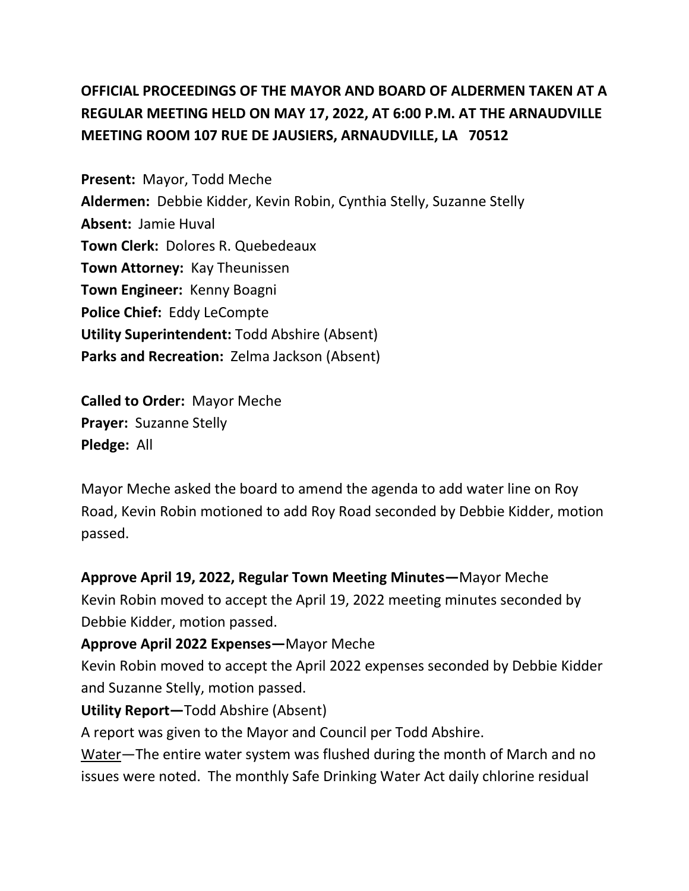## OFFICIAL PROCEEDINGS OF THE MAYOR AND BOARD OF ALDERMEN TAKEN AT A REGULAR MEETING HELD ON MAY 17, 2022, AT 6:00 P.M. AT THE ARNAUDVILLE MEETING ROOM 107 RUE DE JAUSIERS, ARNAUDVILLE, LA 70512

**Present:** Mayor, Todd Meche
**Aldermen:** Debbie Kidder, Kevin Robin, Cynthia Stelly, Suzanne Stelly
**Absent:** Jamie Huval
**Town Clerk:** Dolores R. Quebedeaux
**Town Attorney:** Kay Theunissen
**Town Engineer:** Kenny Boagni
**Police Chief:** Eddy LeCompte
**Utility Superintendent:** Todd Abshire (Absent)
**Parks and Recreation:** Zelma Jackson (Absent)

**Called to Order:** Mayor Meche
**Prayer:** Suzanne Stelly
**Pledge:** All

Mayor Meche asked the board to amend the agenda to add water line on Roy Road, Kevin Robin motioned to add Roy Road seconded by Debbie Kidder, motion passed.

**Approve April 19, 2022, Regular Town Meeting Minutes—**Mayor Meche
Kevin Robin moved to accept the April 19, 2022 meeting minutes seconded by Debbie Kidder, motion passed.

**Approve April 2022 Expenses—**Mayor Meche
Kevin Robin moved to accept the April 2022 expenses seconded by Debbie Kidder and Suzanne Stelly, motion passed.

**Utility Report—**Todd Abshire (Absent)
A report was given to the Mayor and Council per Todd Abshire.
<u>Water</u>—The entire water system was flushed during the month of March and no issues were noted. The monthly Safe Drinking Water Act daily chlorine residual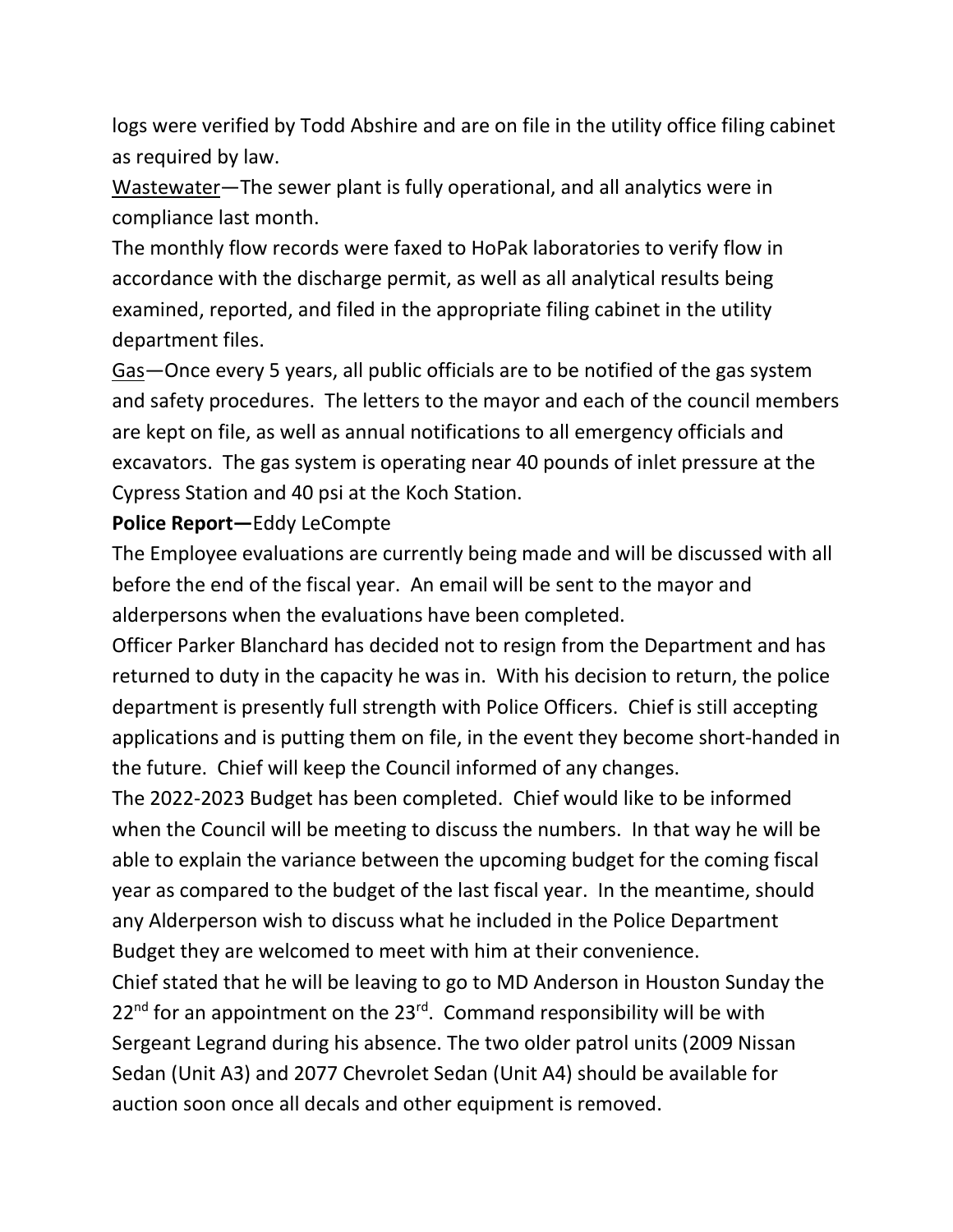logs were verified by Todd Abshire and are on file in the utility office filing cabinet as required by law.

<u>Wastewater</u>—The sewer plant is fully operational, and all analytics were in compliance last month.

The monthly flow records were faxed to HoPak laboratories to verify flow in accordance with the discharge permit, as well as all analytical results being examined, reported, and filed in the appropriate filing cabinet in the utility department files.

<u>Gas</u>—Once every 5 years, all public officials are to be notified of the gas system and safety procedures. The letters to the mayor and each of the council members are kept on file, as well as annual notifications to all emergency officials and excavators. The gas system is operating near 40 pounds of inlet pressure at the Cypress Station and 40 psi at the Koch Station.

**Police Report—**Eddy LeCompte

The Employee evaluations are currently being made and will be discussed with all before the end of the fiscal year. An email will be sent to the mayor and alderpersons when the evaluations have been completed.

Officer Parker Blanchard has decided not to resign from the Department and has returned to duty in the capacity he was in. With his decision to return, the police department is presently full strength with Police Officers. Chief is still accepting applications and is putting them on file, in the event they become short-handed in the future. Chief will keep the Council informed of any changes.

The 2022-2023 Budget has been completed. Chief would like to be informed when the Council will be meeting to discuss the numbers. In that way he will be able to explain the variance between the upcoming budget for the coming fiscal year as compared to the budget of the last fiscal year. In the meantime, should any Alderperson wish to discuss what he included in the Police Department Budget they are welcomed to meet with him at their convenience.

Chief stated that he will be leaving to go to MD Anderson in Houston Sunday the 22nd for an appointment on the 23rd. Command responsibility will be with Sergeant Legrand during his absence. The two older patrol units (2009 Nissan Sedan (Unit A3) and 2077 Chevrolet Sedan (Unit A4) should be available for auction soon once all decals and other equipment is removed.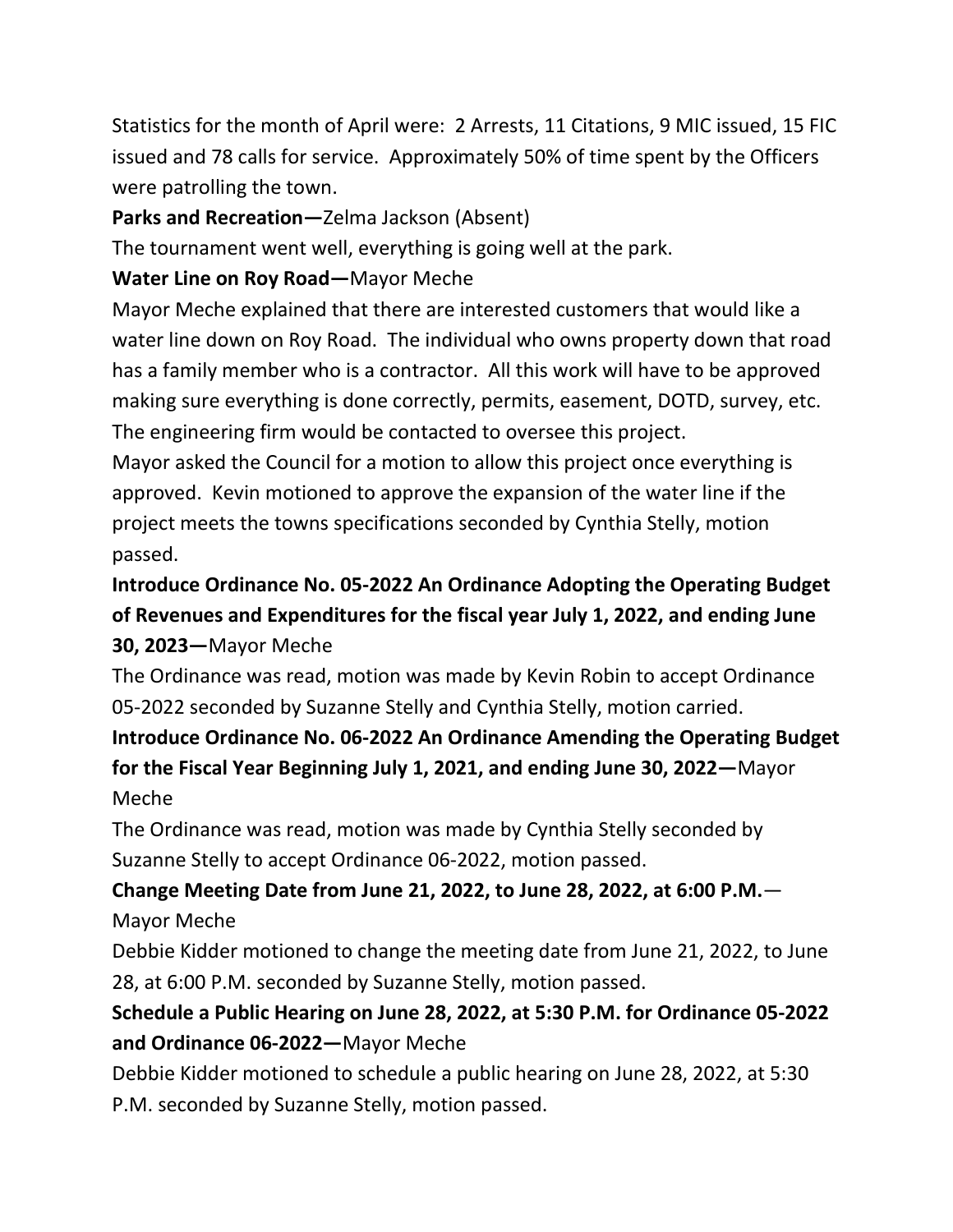Statistics for the month of April were: 2 Arrests, 11 Citations, 9 MIC issued, 15 FIC issued and 78 calls for service. Approximately 50% of time spent by the Officers were patrolling the town.

**Parks and Recreation—**Zelma Jackson (Absent)

The tournament went well, everything is going well at the park.

**Water Line on Roy Road—**Mayor Meche

Mayor Meche explained that there are interested customers that would like a water line down on Roy Road. The individual who owns property down that road has a family member who is a contractor. All this work will have to be approved making sure everything is done correctly, permits, easement, DOTD, survey, etc. The engineering firm would be contacted to oversee this project.

Mayor asked the Council for a motion to allow this project once everything is approved. Kevin motioned to approve the expansion of the water line if the project meets the towns specifications seconded by Cynthia Stelly, motion passed.

**Introduce Ordinance No. 05-2022 An Ordinance Adopting the Operating Budget of Revenues and Expenditures for the fiscal year July 1, 2022, and ending June 30, 2023—**Mayor Meche

The Ordinance was read, motion was made by Kevin Robin to accept Ordinance 05-2022 seconded by Suzanne Stelly and Cynthia Stelly, motion carried.

**Introduce Ordinance No. 06-2022 An Ordinance Amending the Operating Budget for the Fiscal Year Beginning July 1, 2021, and ending June 30, 2022—**Mayor Meche

The Ordinance was read, motion was made by Cynthia Stelly seconded by Suzanne Stelly to accept Ordinance 06-2022, motion passed.

**Change Meeting Date from June 21, 2022, to June 28, 2022, at 6:00 P.M.**— Mayor Meche

Debbie Kidder motioned to change the meeting date from June 21, 2022, to June 28, at 6:00 P.M. seconded by Suzanne Stelly, motion passed.

**Schedule a Public Hearing on June 28, 2022, at 5:30 P.M. for Ordinance 05-2022 and Ordinance 06-2022—**Mayor Meche

Debbie Kidder motioned to schedule a public hearing on June 28, 2022, at 5:30 P.M. seconded by Suzanne Stelly, motion passed.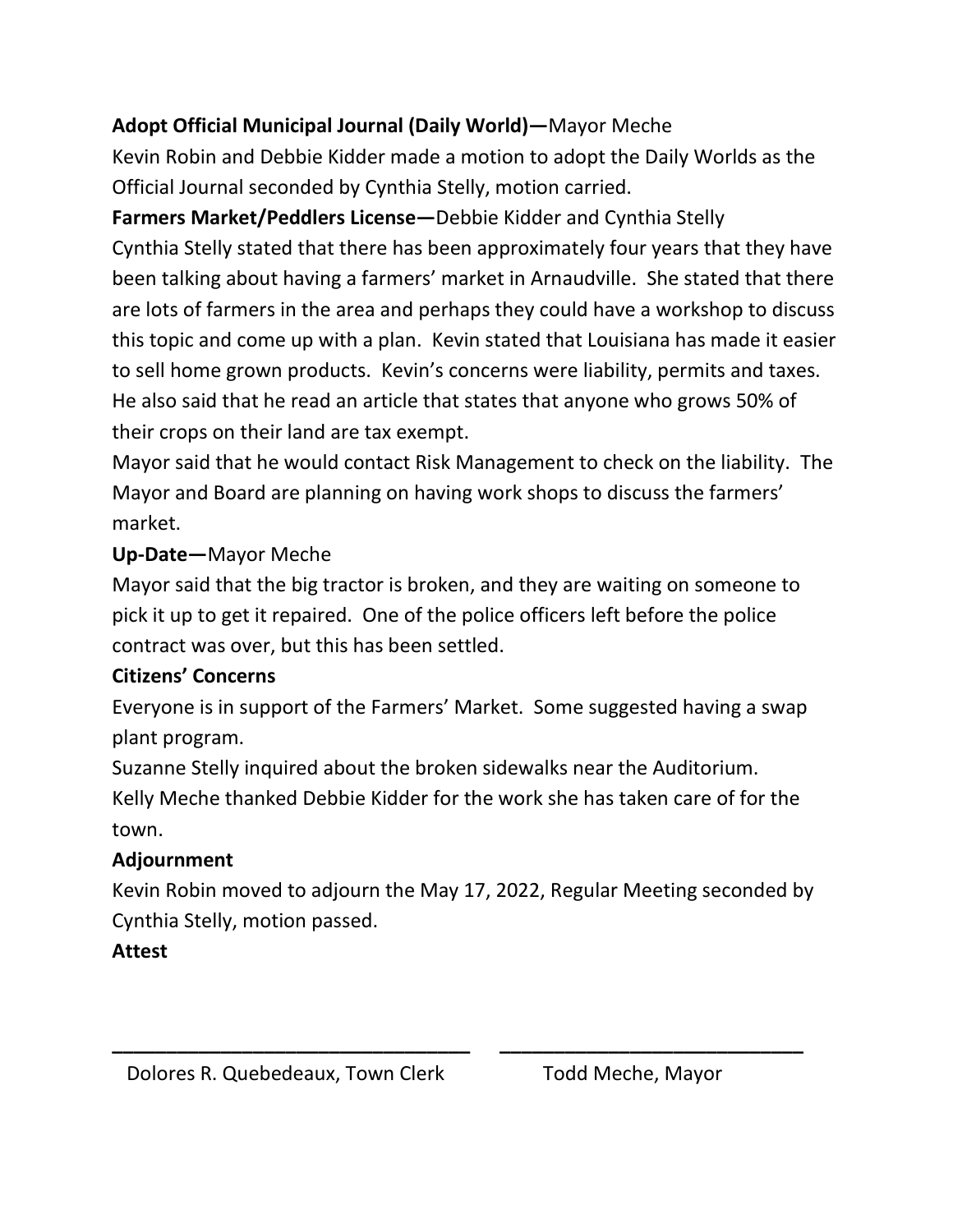**Adopt Official Municipal Journal (Daily World)—**Mayor Meche

Kevin Robin and Debbie Kidder made a motion to adopt the Daily Worlds as the Official Journal seconded by Cynthia Stelly, motion carried.

**Farmers Market/Peddlers License—**Debbie Kidder and Cynthia Stelly

Cynthia Stelly stated that there has been approximately four years that they have been talking about having a farmers' market in Arnaudville. She stated that there are lots of farmers in the area and perhaps they could have a workshop to discuss this topic and come up with a plan. Kevin stated that Louisiana has made it easier to sell home grown products. Kevin's concerns were liability, permits and taxes. He also said that he read an article that states that anyone who grows 50% of their crops on their land are tax exempt.

Mayor said that he would contact Risk Management to check on the liability. The Mayor and Board are planning on having work shops to discuss the farmers' market.

**Up-Date—**Mayor Meche

Mayor said that the big tractor is broken, and they are waiting on someone to pick it up to get it repaired. One of the police officers left before the police contract was over, but this has been settled.

**Citizens' Concerns**

Everyone is in support of the Farmers' Market. Some suggested having a swap plant program.

Suzanne Stelly inquired about the broken sidewalks near the Auditorium.

Kelly Meche thanked Debbie Kidder for the work she has taken care of for the town.

**Adjournment**

Kevin Robin moved to adjourn the May 17, 2022, Regular Meeting seconded by Cynthia Stelly, motion passed.

**Attest**

\_\_\_\_\_\_\_\_\_\_\_\_\_\_\_\_\_\_\_\_\_\_\_\_\_\_\_\_\_\_\_\_ \_\_\_\_\_\_\_\_\_\_\_\_\_\_\_\_\_\_\_\_\_\_\_\_\_\_\_\_\_\_\_\_

Dolores R. Quebedeaux, Town Clerk Todd Meche, Mayor